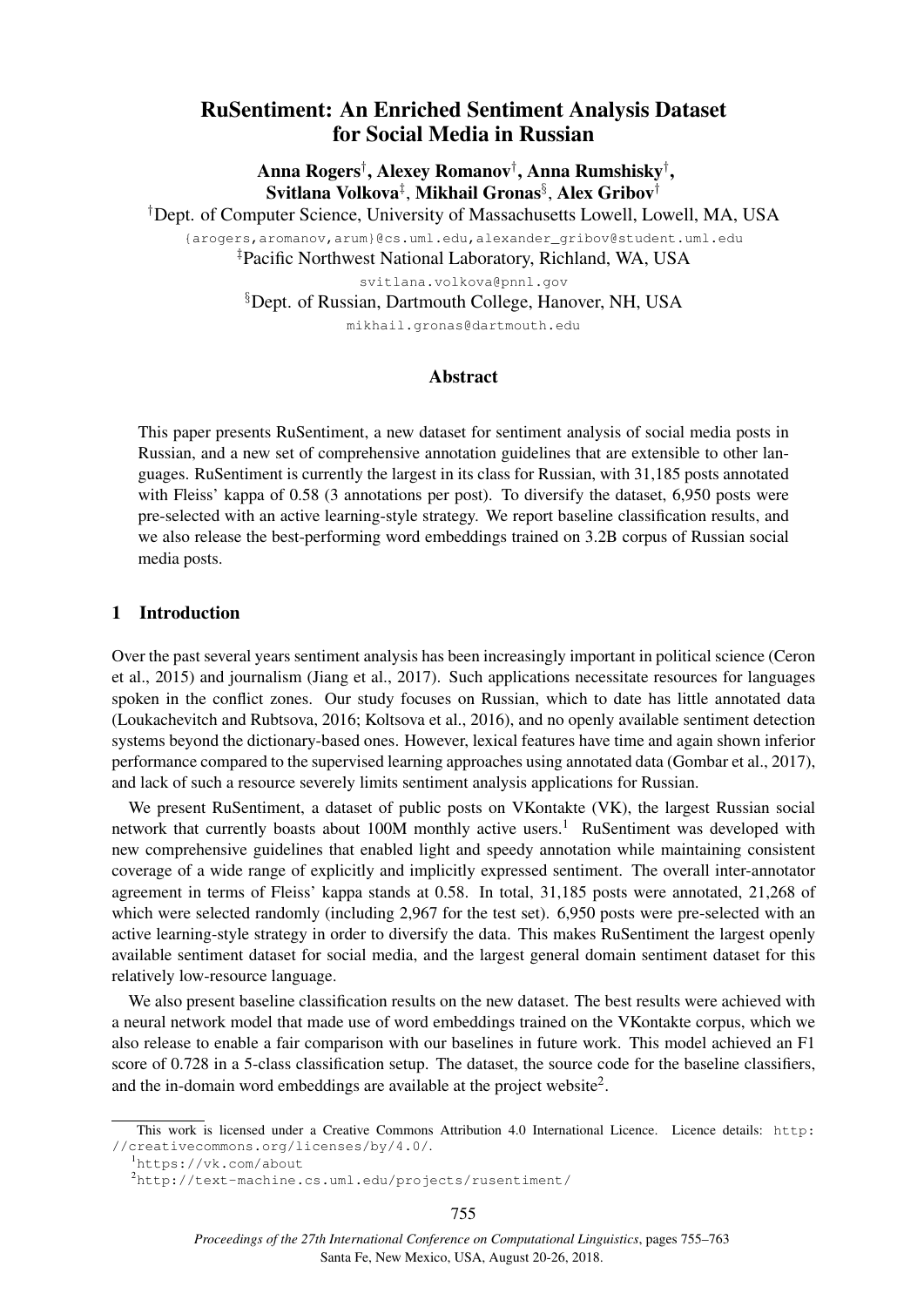# RuSentiment: An Enriched Sentiment Analysis Dataset for Social Media in Russian

**Anna Rogers**[†], **Alexey Romanov**[†], **Anna Rumshisky**[†], **Svitlana Volkova**[‡], **Mikhail Gronas**[§], **Alex Gribov**[†]

[†]Dept. of Computer Science, University of Massachusetts Lowell, Lowell, MA, USA

{arogers,aromanov,arum}@cs.uml.edu,alexander_gribov@student.uml.edu

[‡]Pacific Northwest National Laboratory, Richland, WA, USA

svitlana.volkova@pnnl.gov

[§]Dept. of Russian, Dartmouth College, Hanover, NH, USA

mikhail.gronas@dartmouth.edu

## Abstract

This paper presents RuSentiment, a new dataset for sentiment analysis of social media posts in Russian, and a new set of comprehensive annotation guidelines that are extensible to other languages. RuSentiment is currently the largest in its class for Russian, with 31,185 posts annotated with Fleiss' kappa of 0.58 (3 annotations per post). To diversify the dataset, 6,950 posts were pre-selected with an active learning-style strategy. We report baseline classification results, and we also release the best-performing word embeddings trained on 3.2B corpus of Russian social media posts.

## 1 Introduction

Over the past several years sentiment analysis has been increasingly important in political science (Ceron et al., 2015) and journalism (Jiang et al., 2017). Such applications necessitate resources for languages spoken in the conflict zones. Our study focuses on Russian, which to date has little annotated data (Loukachevitch and Rubtsova, 2016; Koltsova et al., 2016), and no openly available sentiment detection systems beyond the dictionary-based ones. However, lexical features have time and again shown inferior performance compared to the supervised learning approaches using annotated data (Gombar et al., 2017), and lack of such a resource severely limits sentiment analysis applications for Russian.

We present RuSentiment, a dataset of public posts on VKontakte (VK), the largest Russian social network that currently boasts about 100M monthly active users.[1] RuSentiment was developed with new comprehensive guidelines that enabled light and speedy annotation while maintaining consistent coverage of a wide range of explicitly and implicitly expressed sentiment. The overall inter-annotator agreement in terms of Fleiss' kappa stands at 0.58. In total, 31,185 posts were annotated, 21,268 of which were selected randomly (including 2,967 for the test set). 6,950 posts were pre-selected with an active learning-style strategy in order to diversify the data. This makes RuSentiment the largest openly available sentiment dataset for social media, and the largest general domain sentiment dataset for this relatively low-resource language.

We also present baseline classification results on the new dataset. The best results were achieved with a neural network model that made use of word embeddings trained on the VKontakte corpus, which we also release to enable a fair comparison with our baselines in future work. This model achieved an F1 score of 0.728 in a 5-class classification setup. The dataset, the source code for the baseline classifiers, and the in-domain word embeddings are available at the project website[2].

This work is licensed under a Creative Commons Attribution 4.0 International Licence. Licence details: http://creativecommons.org/licenses/by/4.0/.

[1] https://vk.com/about

[2] http://text-machine.cs.uml.edu/projects/rusentiment/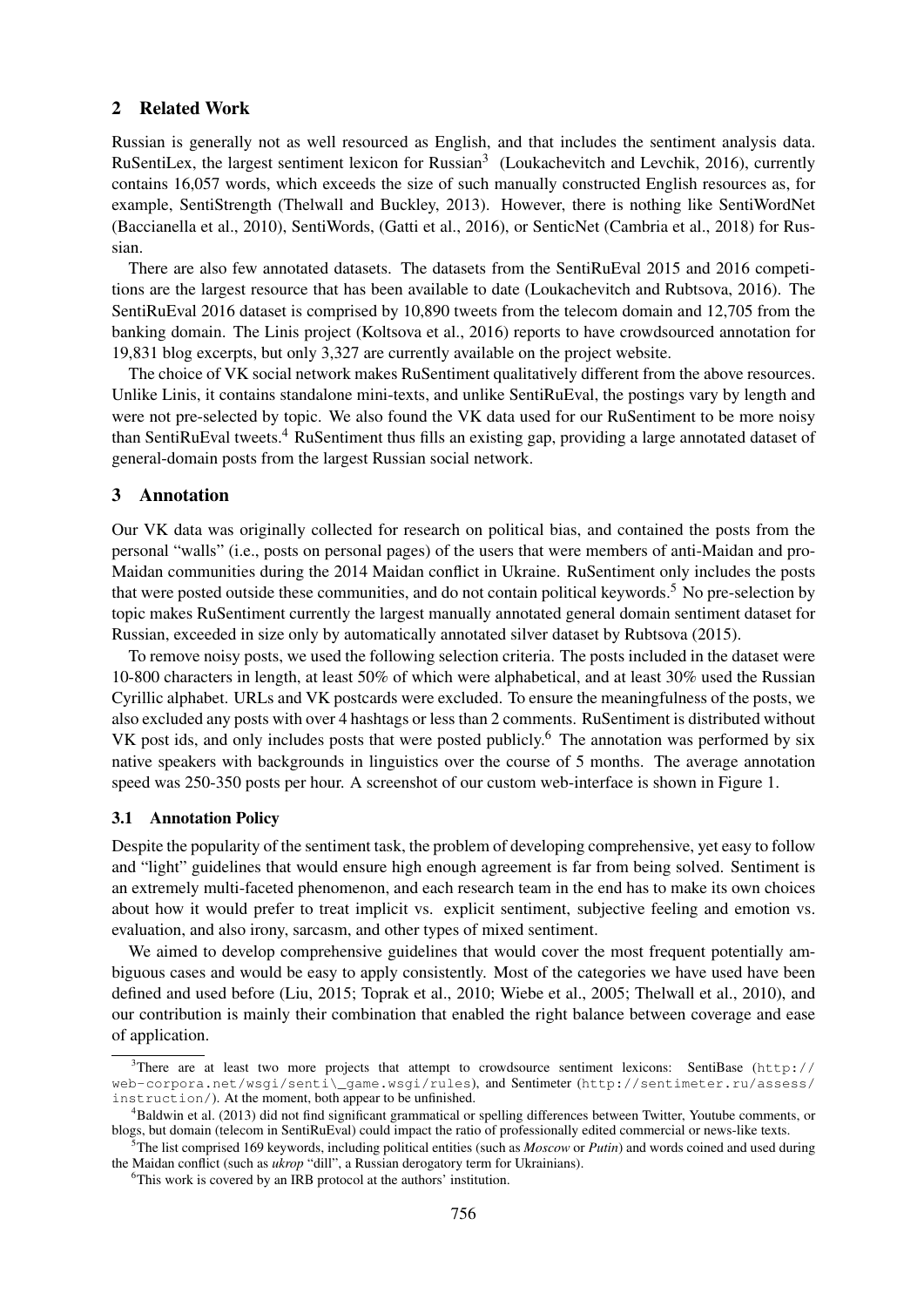## 2 Related Work

Russian is generally not as well resourced as English, and that includes the sentiment analysis data. RuSentiLex, the largest sentiment lexicon for Russian[3] (Loukachevitch and Levchik, 2016), currently contains 16,057 words, which exceeds the size of such manually constructed English resources as, for example, SentiStrength (Thelwall and Buckley, 2013). However, there is nothing like SentiWordNet (Baccianella et al., 2010), SentiWords, (Gatti et al., 2016), or SenticNet (Cambria et al., 2018) for Russian.

There are also few annotated datasets. The datasets from the SentiRuEval 2015 and 2016 competitions are the largest resource that has been available to date (Loukachevitch and Rubtsova, 2016). The SentiRuEval 2016 dataset is comprised by 10,890 tweets from the telecom domain and 12,705 from the banking domain. The Linis project (Koltsova et al., 2016) reports to have crowdsourced annotation for 19,831 blog excerpts, but only 3,327 are currently available on the project website.

The choice of VK social network makes RuSentiment qualitatively different from the above resources. Unlike Linis, it contains standalone mini-texts, and unlike SentiRuEval, the postings vary by length and were not pre-selected by topic. We also found the VK data used for our RuSentiment to be more noisy than SentiRuEval tweets.[4] RuSentiment thus fills an existing gap, providing a large annotated dataset of general-domain posts from the largest Russian social network.

## 3 Annotation

Our VK data was originally collected for research on political bias, and contained the posts from the personal "walls" (i.e., posts on personal pages) of the users that were members of anti-Maidan and pro-Maidan communities during the 2014 Maidan conflict in Ukraine. RuSentiment only includes the posts that were posted outside these communities, and do not contain political keywords.[5] No pre-selection by topic makes RuSentiment currently the largest manually annotated general domain sentiment dataset for Russian, exceeded in size only by automatically annotated silver dataset by Rubtsova (2015).

To remove noisy posts, we used the following selection criteria. The posts included in the dataset were 10-800 characters in length, at least 50% of which were alphabetical, and at least 30% used the Russian Cyrillic alphabet. URLs and VK postcards were excluded. To ensure the meaningfulness of the posts, we also excluded any posts with over 4 hashtags or less than 2 comments. RuSentiment is distributed without VK post ids, and only includes posts that were posted publicly.[6] The annotation was performed by six native speakers with backgrounds in linguistics over the course of 5 months. The average annotation speed was 250-350 posts per hour. A screenshot of our custom web-interface is shown in Figure 1.

### 3.1 Annotation Policy

Despite the popularity of the sentiment task, the problem of developing comprehensive, yet easy to follow and "light" guidelines that would ensure high enough agreement is far from being solved. Sentiment is an extremely multi-faceted phenomenon, and each research team in the end has to make its own choices about how it would prefer to treat implicit vs. explicit sentiment, subjective feeling and emotion vs. evaluation, and also irony, sarcasm, and other types of mixed sentiment.

We aimed to develop comprehensive guidelines that would cover the most frequent potentially ambiguous cases and would be easy to apply consistently. Most of the categories we have used have been defined and used before (Liu, 2015; Toprak et al., 2010; Wiebe et al., 2005; Thelwall et al., 2010), and our contribution is mainly their combination that enabled the right balance between coverage and ease of application.

---

[3] There are at least two more projects that attempt to crowdsource sentiment lexicons: SentiBase (http://web-corpora.net/wsgi/senti\_game.wsgi/rules), and Sentimeter (http://sentimeter.ru/assess/instruction/). At the moment, both appear to be unfinished.

[4] Baldwin et al. (2013) did not find significant grammatical or spelling differences between Twitter, Youtube comments, or blogs, but domain (telecom in SentiRuEval) could impact the ratio of professionally edited commercial or news-like texts.

[5] The list comprised 169 keywords, including political entities (such as *Moscow* or *Putin*) and words coined and used during the Maidan conflict (such as *ukrop* "dill", a Russian derogatory term for Ukrainians).

[6] This work is covered by an IRB protocol at the authors' institution.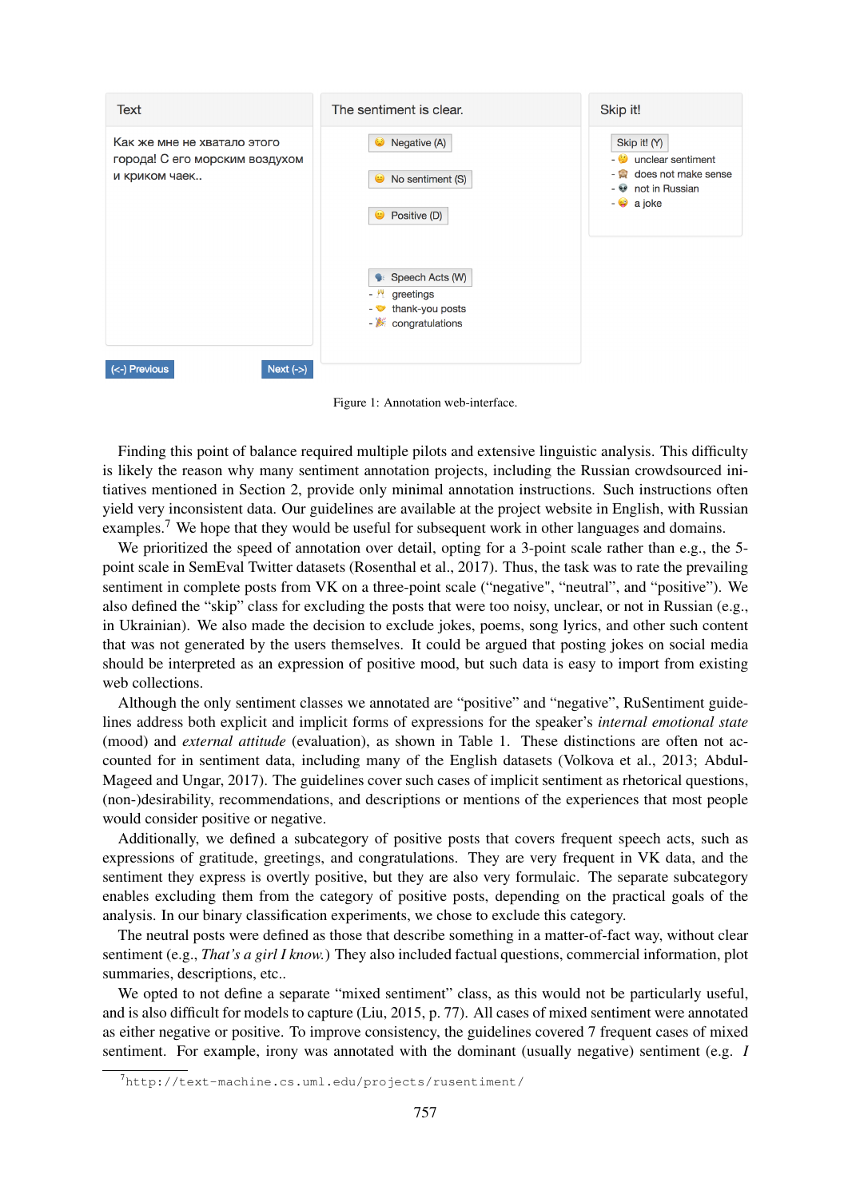| Text | The sentiment is clear. | Skip it! |
|---|---|---|
| Как же мне не хватало этого города! С его морским воздухом и криком чаек.. | Negative (A)<br>No sentiment (S)<br>Positive (D)<br><br>Speech Acts (W)<br>- greetings<br>- thank-you posts<br>- congratulations | Skip it! (Y)<br>- unclear sentiment<br>- does not make sense<br>- not in Russian<br>- a joke |

(<-) Previous    Next (->)

Figure 1: Annotation web-interface.

Finding this point of balance required multiple pilots and extensive linguistic analysis. This difficulty is likely the reason why many sentiment annotation projects, including the Russian crowdsourced initiatives mentioned in Section 2, provide only minimal annotation instructions. Such instructions often yield very inconsistent data. Our guidelines are available at the project website in English, with Russian examples.[7] We hope that they would be useful for subsequent work in other languages and domains.

We prioritized the speed of annotation over detail, opting for a 3-point scale rather than e.g., the 5-point scale in SemEval Twitter datasets (Rosenthal et al., 2017). Thus, the task was to rate the prevailing sentiment in complete posts from VK on a three-point scale ("negative", "neutral", and "positive"). We also defined the "skip" class for excluding the posts that were too noisy, unclear, or not in Russian (e.g., in Ukrainian). We also made the decision to exclude jokes, poems, song lyrics, and other such content that was not generated by the users themselves. It could be argued that posting jokes on social media should be interpreted as an expression of positive mood, but such data is easy to import from existing web collections.

Although the only sentiment classes we annotated are "positive" and "negative", RuSentiment guidelines address both explicit and implicit forms of expressions for the speaker's *internal emotional state* (mood) and *external attitude* (evaluation), as shown in Table 1. These distinctions are often not accounted for in sentiment data, including many of the English datasets (Volkova et al., 2013; Abdul-Mageed and Ungar, 2017). The guidelines cover such cases of implicit sentiment as rhetorical questions, (non-)desirability, recommendations, and descriptions or mentions of the experiences that most people would consider positive or negative.

Additionally, we defined a subcategory of positive posts that covers frequent speech acts, such as expressions of gratitude, greetings, and congratulations. They are very frequent in VK data, and the sentiment they express is overtly positive, but they are also very formulaic. The separate subcategory enables excluding them from the category of positive posts, depending on the practical goals of the analysis. In our binary classification experiments, we chose to exclude this category.

The neutral posts were defined as those that describe something in a matter-of-fact way, without clear sentiment (e.g., *That's a girl I know.*) They also included factual questions, commercial information, plot summaries, descriptions, etc..

We opted to not define a separate "mixed sentiment" class, as this would not be particularly useful, and is also difficult for models to capture (Liu, 2015, p. 77). All cases of mixed sentiment were annotated as either negative or positive. To improve consistency, the guidelines covered 7 frequent cases of mixed sentiment. For example, irony was annotated with the dominant (usually negative) sentiment (e.g. *I*

[7] http://text-machine.cs.uml.edu/projects/rusentiment/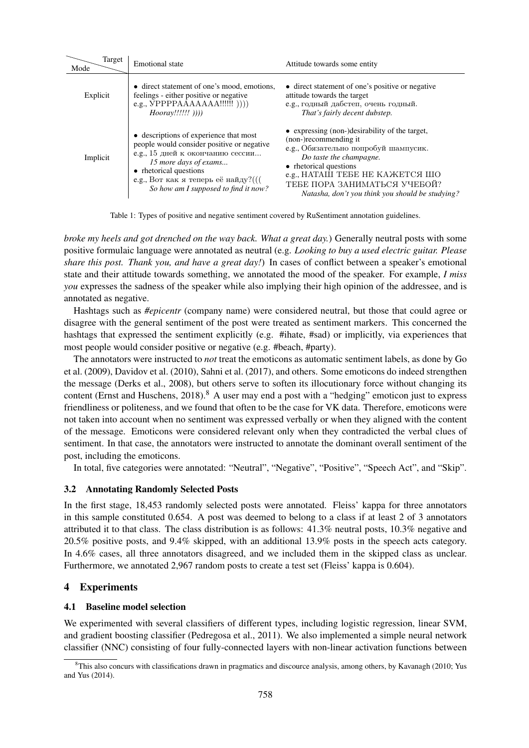| Mode \ Target | Emotional state | Attitude towards some entity |
|---|---|---|
| Explicit | • direct statement of one's mood, emotions, feelings - either positive or negative<br>e.g., УРРРРААААААА!!!!!! ))))<br>*Hooray!!!!!! ))))* | • direct statement of one's positive or negative attitude towards the target<br>e.g., годный дабстеп, очень годный.<br>*That's fairly decent dubstep.* |
| Implicit | • descriptions of experience that most people would consider positive or negative<br>e.g., 15 дней к окончанию сессии...<br>*15 more days of exams...*<br>• rhetorical questions<br>e.g., Вот как я теперь её найду?(((<br>*So how am I supposed to find it now?* | • expressing (non-)desirability of the target, (non-)recommending it<br>e.g., Обязательно попробуй шампусик.<br>*Do taste the champagne.*<br>• rhetorical questions<br>e.g., НАТАШ ТЕБЕ НЕ КАЖЕТСЯ ШО ТЕБЕ ПОРА ЗАНИМАТЬСЯ УЧЕБОЙ?<br>*Natasha, don't you think you should be studying?* |

Table 1: Types of positive and negative sentiment covered by RuSentiment annotation guidelines.

*broke my heels and got drenched on the way back. What a great day.*) Generally neutral posts with some positive formulaic language were annotated as neutral (e.g. *Looking to buy a used electric guitar. Please share this post. Thank you, and have a great day!*) In cases of conflict between a speaker's emotional state and their attitude towards something, we annotated the mood of the speaker. For example, *I miss you* expresses the sadness of the speaker while also implying their high opinion of the addressee, and is annotated as negative.

Hashtags such as *#epicentr* (company name) were considered neutral, but those that could agree or disagree with the general sentiment of the post were treated as sentiment markers. This concerned the hashtags that expressed the sentiment explicitly (e.g. #ihate, #sad) or implicitly, via experiences that most people would consider positive or negative (e.g. #beach, #party).

The annotators were instructed to *not* treat the emoticons as automatic sentiment labels, as done by Go et al. (2009), Davidov et al. (2010), Sahni et al. (2017), and others. Some emoticons do indeed strengthen the message (Derks et al., 2008), but others serve to soften its illocutionary force without changing its content (Ernst and Huschens, 2018).[8] A user may end a post with a "hedging" emoticon just to express friendliness or politeness, and we found that often to be the case for VK data. Therefore, emoticons were not taken into account when no sentiment was expressed verbally or when they aligned with the content of the message. Emoticons were considered relevant only when they contradicted the verbal clues of sentiment. In that case, the annotators were instructed to annotate the dominant overall sentiment of the post, including the emoticons.

In total, five categories were annotated: "Neutral", "Negative", "Positive", "Speech Act", and "Skip".

### 3.2 Annotating Randomly Selected Posts

In the first stage, 18,453 randomly selected posts were annotated. Fleiss' kappa for three annotators in this sample constituted 0.654. A post was deemed to belong to a class if at least 2 of 3 annotators attributed it to that class. The class distribution is as follows: 41.3% neutral posts, 10.3% negative and 20.5% positive posts, and 9.4% skipped, with an additional 13.9% posts in the speech acts category. In 4.6% cases, all three annotators disagreed, and we included them in the skipped class as unclear. Furthermore, we annotated 2,967 random posts to create a test set (Fleiss' kappa is 0.604).

## 4 Experiments

### 4.1 Baseline model selection

We experimented with several classifiers of different types, including logistic regression, linear SVM, and gradient boosting classifier (Pedregosa et al., 2011). We also implemented a simple neural network classifier (NNC) consisting of four fully-connected layers with non-linear activation functions between

[8]This also concurs with classifications drawn in pragmatics and discource analysis, among others, by Kavanagh (2010; Yus and Yus (2014).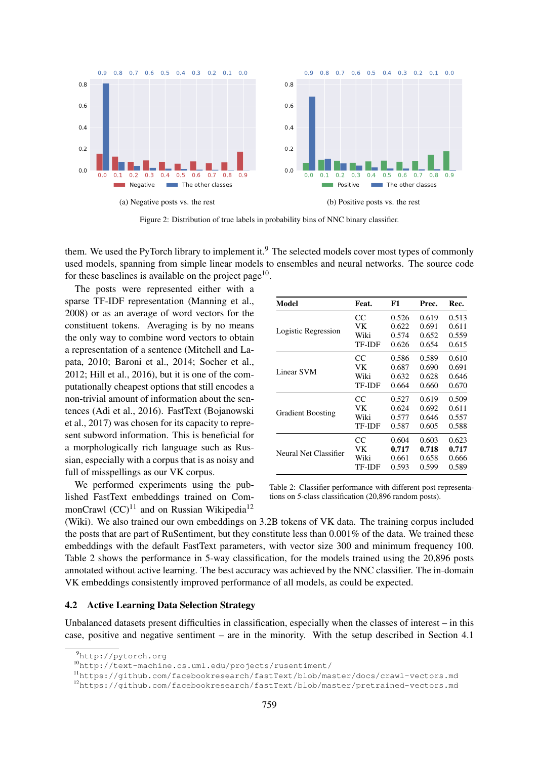Figure 2: Distribution of true labels in probability bins of NNC binary classifier.

(a) Negative posts vs. the rest

(b) Positive posts vs. the rest

them. We used the PyTorch library to implement it.[9] The selected models cover most types of commonly used models, spanning from simple linear models to ensembles and neural networks. The source code for these baselines is available on the project page[10].

The posts were represented either with a sparse TF-IDF representation (Manning et al., 2008) or as an average of word vectors for the constituent tokens. Averaging is by no means the only way to combine word vectors to obtain a representation of a sentence (Mitchell and Lapata, 2010; Baroni et al., 2014; Socher et al., 2012; Hill et al., 2016), but it is one of the computationally cheapest options that still encodes a non-trivial amount of information about the sentences (Adi et al., 2016). FastText (Bojanowski et al., 2017) was chosen for its capacity to represent subword information. This is beneficial for a morphologically rich language such as Russian, especially with a corpus that is as noisy and full of misspellings as our VK corpus.

We performed experiments using the published FastText embeddings trained on CommonCrawl (CC)[11] and on Russian Wikipedia[12] (Wiki). We also trained our own embeddings on 3.2B tokens of VK data. The training corpus included the posts that are part of RuSentiment, but they constitute less than 0.001% of the data. We trained these embeddings with the default FastText parameters, with vector size 300 and minimum frequency 100. Table 2 shows the performance in 5-way classification, for the models trained using the 20,896 posts annotated without active learning. The best accuracy was achieved by the NNC classifier. The in-domain VK embeddings consistently improved performance of all models, as could be expected.

| Model | Feat. | F1 | Prec. | Rec. |
|---|---|---|---|---|
| Logistic Regression | CC | 0.526 | 0.619 | 0.513 |
| | VK | 0.622 | 0.691 | 0.611 |
| | Wiki | 0.574 | 0.652 | 0.559 |
| | TF-IDF | 0.626 | 0.654 | 0.615 |
| Linear SVM | CC | 0.586 | 0.589 | 0.610 |
| | VK | 0.687 | 0.690 | 0.691 |
| | Wiki | 0.632 | 0.628 | 0.646 |
| | TF-IDF | 0.664 | 0.660 | 0.670 |
| Gradient Boosting | CC | 0.527 | 0.619 | 0.509 |
| | VK | 0.624 | 0.692 | 0.611 |
| | Wiki | 0.577 | 0.646 | 0.557 |
| | TF-IDF | 0.587 | 0.605 | 0.588 |
| Neural Net Classifier | CC | 0.604 | 0.603 | 0.623 |
| | VK | **0.717** | **0.718** | **0.717** |
| | Wiki | 0.661 | 0.658 | 0.666 |
| | TF-IDF | 0.593 | 0.599 | 0.589 |

Table 2: Classifier performance with different post representations on 5-class classification (20,896 random posts).

## 4.2 Active Learning Data Selection Strategy

Unbalanced datasets present difficulties in classification, especially when the classes of interest – in this case, positive and negative sentiment – are in the minority. With the setup described in Section 4.1

[9] http://pytorch.org

[10] http://text-machine.cs.uml.edu/projects/rusentiment/

[11] https://github.com/facebookresearch/fastText/blob/master/docs/crawl-vectors.md

[12] https://github.com/facebookresearch/fastText/blob/master/pretrained-vectors.md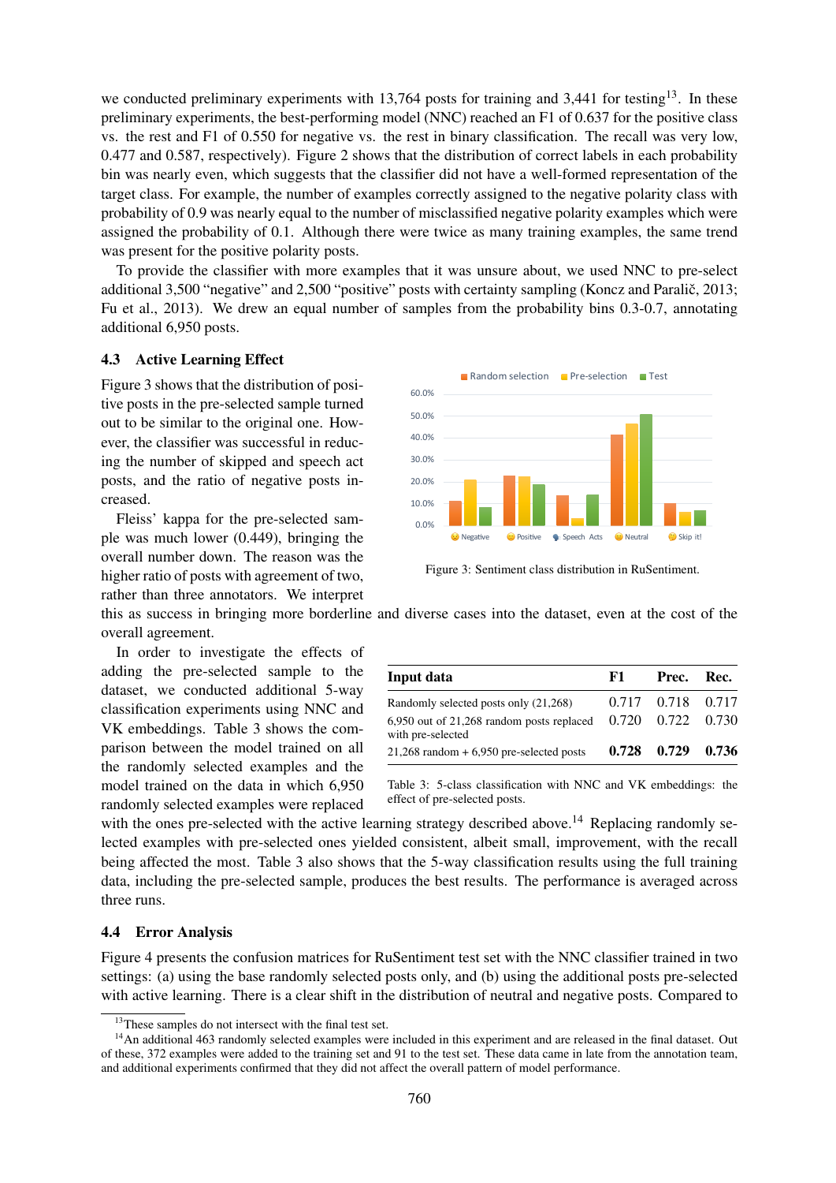we conducted preliminary experiments with 13,764 posts for training and 3,441 for testing[13]. In these preliminary experiments, the best-performing model (NNC) reached an F1 of 0.637 for the positive class vs. the rest and F1 of 0.550 for negative vs. the rest in binary classification. The recall was very low, 0.477 and 0.587, respectively). Figure 2 shows that the distribution of correct labels in each probability bin was nearly even, which suggests that the classifier did not have a well-formed representation of the target class. For example, the number of examples correctly assigned to the negative polarity class with probability of 0.9 was nearly equal to the number of misclassified negative polarity examples which were assigned the probability of 0.1. Although there were twice as many training examples, the same trend was present for the positive polarity posts.

To provide the classifier with more examples that it was unsure about, we used NNC to pre-select additional 3,500 "negative" and 2,500 "positive" posts with certainty sampling (Koncz and Paralič, 2013; Fu et al., 2013). We drew an equal number of samples from the probability bins 0.3-0.7, annotating additional 6,950 posts.

### 4.3 Active Learning Effect

Figure 3 shows that the distribution of positive posts in the pre-selected sample turned out to be similar to the original one. However, the classifier was successful in reducing the number of skipped and speech act posts, and the ratio of negative posts increased.

Figure 3: Sentiment class distribution in RuSentiment.

Fleiss' kappa for the pre-selected sample was much lower (0.449), bringing the overall number down. The reason was the higher ratio of posts with agreement of two, rather than three annotators. We interpret this as success in bringing more borderline and diverse cases into the dataset, even at the cost of the overall agreement.

In order to investigate the effects of adding the pre-selected sample to the dataset, we conducted additional 5-way classification experiments using NNC and VK embeddings. Table 3 shows the comparison between the model trained on all the randomly selected examples and the model trained on the data in which 6,950 randomly selected examples were replaced with the ones pre-selected with the active learning strategy described above.[14] Replacing randomly selected examples with pre-selected ones yielded consistent, albeit small, improvement, with the recall being affected the most. Table 3 also shows that the 5-way classification results using the full training data, including the pre-selected sample, produces the best results. The performance is averaged across three runs.

| Input data | F1 | Prec. | Rec. |
|---|---|---|---|
| Randomly selected posts only (21,268) | 0.717 | 0.718 | 0.717 |
| 6,950 out of 21,268 random posts replaced with pre-selected | 0.720 | 0.722 | 0.730 |
| 21,268 random + 6,950 pre-selected posts | **0.728** | **0.729** | **0.736** |

Table 3: 5-class classification with NNC and VK embeddings: the effect of pre-selected posts.

### 4.4 Error Analysis

Figure 4 presents the confusion matrices for RuSentiment test set with the NNC classifier trained in two settings: (a) using the base randomly selected posts only, and (b) using the additional posts pre-selected with active learning. There is a clear shift in the distribution of neutral and negative posts. Compared to

[13] These samples do not intersect with the final test set.

[14] An additional 463 randomly selected examples were included in this experiment and are released in the final dataset. Out of these, 372 examples were added to the training set and 91 to the test set. These data came in late from the annotation team, and additional experiments confirmed that they did not affect the overall pattern of model performance.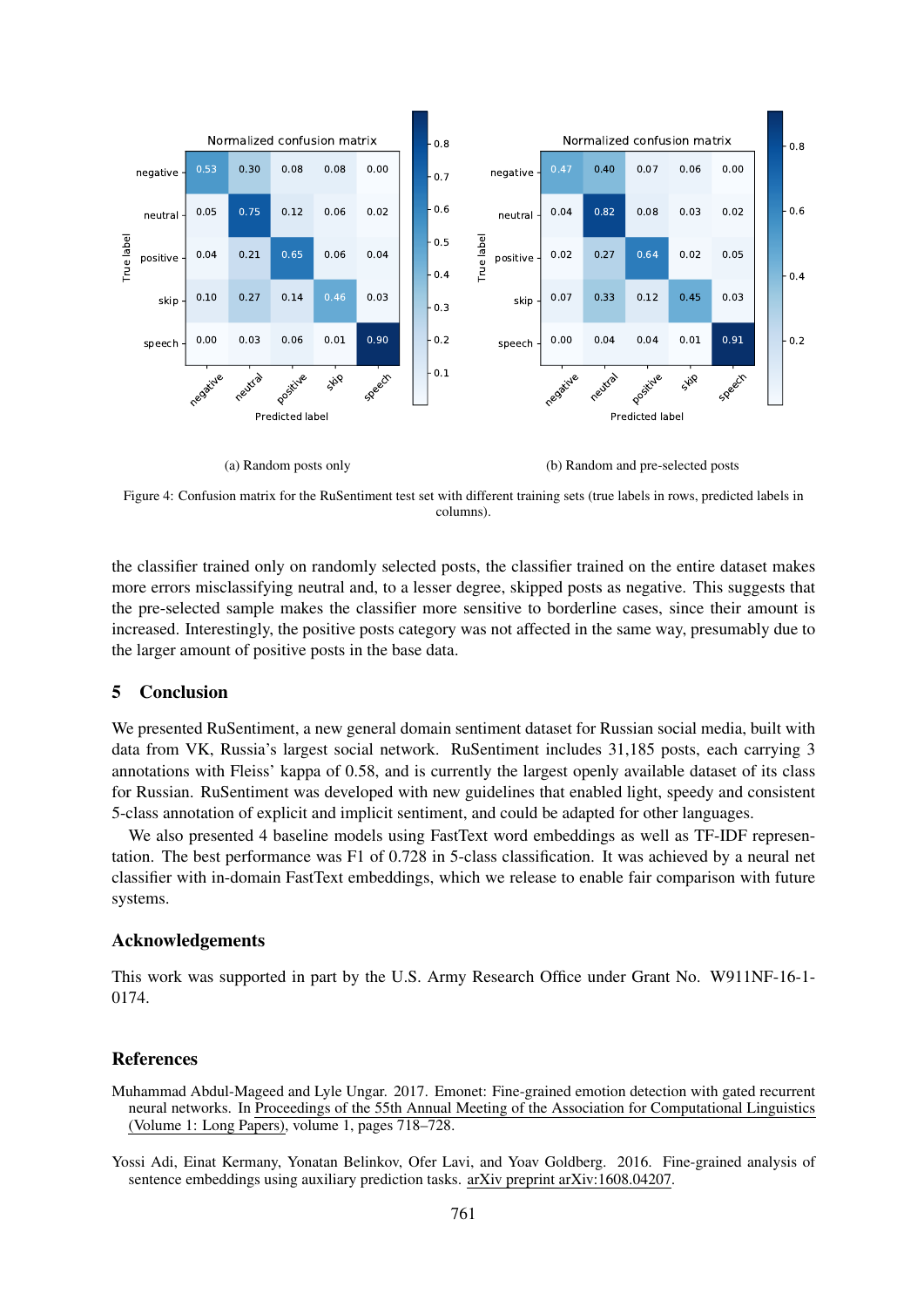| | negative | neutral | positive | skip | speech |
|---|---|---|---|---|---|
| negative | 0.53 | 0.30 | 0.08 | 0.08 | 0.00 |
| neutral | 0.05 | 0.75 | 0.12 | 0.06 | 0.02 |
| positive | 0.04 | 0.21 | 0.65 | 0.06 | 0.04 |
| skip | 0.10 | 0.27 | 0.14 | 0.46 | 0.03 |
| speech | 0.00 | 0.03 | 0.06 | 0.01 | 0.90 |

(a) Random posts only

| | negative | neutral | positive | skip | speech |
|---|---|---|---|---|---|
| negative | 0.47 | 0.40 | 0.07 | 0.06 | 0.00 |
| neutral | 0.04 | 0.82 | 0.08 | 0.03 | 0.02 |
| positive | 0.02 | 0.27 | 0.64 | 0.02 | 0.05 |
| skip | 0.07 | 0.33 | 0.12 | 0.45 | 0.03 |
| speech | 0.00 | 0.04 | 0.04 | 0.01 | 0.91 |

(b) Random and pre-selected posts

Figure 4: Confusion matrix for the RuSentiment test set with different training sets (true labels in rows, predicted labels in columns).

the classifier trained only on randomly selected posts, the classifier trained on the entire dataset makes more errors misclassifying neutral and, to a lesser degree, skipped posts as negative. This suggests that the pre-selected sample makes the classifier more sensitive to borderline cases, since their amount is increased. Interestingly, the positive posts category was not affected in the same way, presumably due to the larger amount of positive posts in the base data.

## 5 Conclusion

We presented RuSentiment, a new general domain sentiment dataset for Russian social media, built with data from VK, Russia's largest social network. RuSentiment includes 31,185 posts, each carrying 3 annotations with Fleiss' kappa of 0.58, and is currently the largest openly available dataset of its class for Russian. RuSentiment was developed with new guidelines that enabled light, speedy and consistent 5-class annotation of explicit and implicit sentiment, and could be adapted for other languages.

We also presented 4 baseline models using FastText word embeddings as well as TF-IDF representation. The best performance was F1 of 0.728 in 5-class classification. It was achieved by a neural net classifier with in-domain FastText embeddings, which we release to enable fair comparison with future systems.

## Acknowledgements

This work was supported in part by the U.S. Army Research Office under Grant No. W911NF-16-1-0174.

## References

Muhammad Abdul-Mageed and Lyle Ungar. 2017. Emonet: Fine-grained emotion detection with gated recurrent neural networks. In Proceedings of the 55th Annual Meeting of the Association for Computational Linguistics (Volume 1: Long Papers), volume 1, pages 718–728.

Yossi Adi, Einat Kermany, Yonatan Belinkov, Ofer Lavi, and Yoav Goldberg. 2016. Fine-grained analysis of sentence embeddings using auxiliary prediction tasks. arXiv preprint arXiv:1608.04207.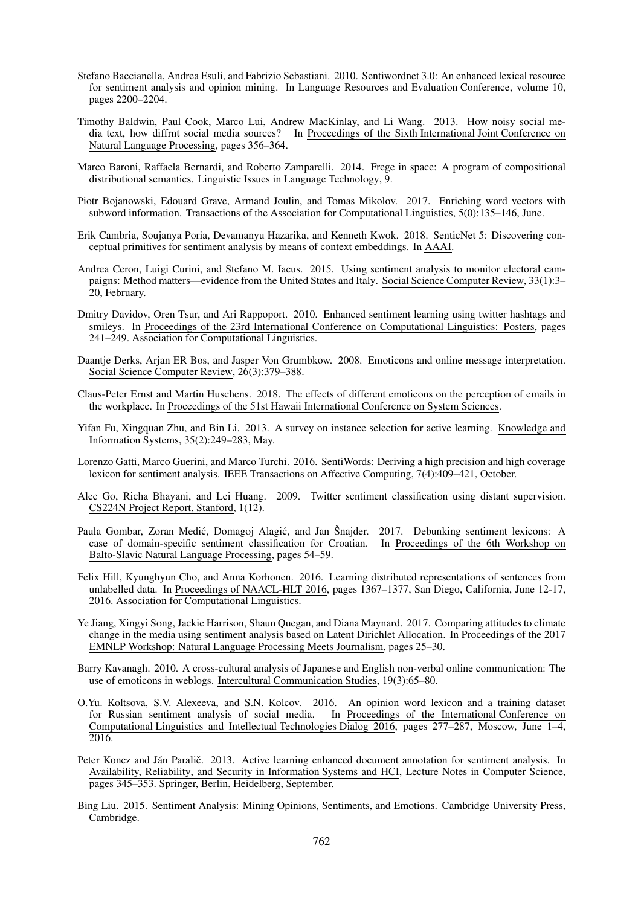Stefano Baccianella, Andrea Esuli, and Fabrizio Sebastiani. 2010. Sentiwordnet 3.0: An enhanced lexical resource for sentiment analysis and opinion mining. In Language Resources and Evaluation Conference, volume 10, pages 2200–2204.

Timothy Baldwin, Paul Cook, Marco Lui, Andrew MacKinlay, and Li Wang. 2013. How noisy social media text, how diffrnt social media sources? In Proceedings of the Sixth International Joint Conference on Natural Language Processing, pages 356–364.

Marco Baroni, Raffaela Bernardi, and Roberto Zamparelli. 2014. Frege in space: A program of compositional distributional semantics. Linguistic Issues in Language Technology, 9.

Piotr Bojanowski, Edouard Grave, Armand Joulin, and Tomas Mikolov. 2017. Enriching word vectors with subword information. Transactions of the Association for Computational Linguistics, 5(0):135–146, June.

Erik Cambria, Soujanya Poria, Devamanyu Hazarika, and Kenneth Kwok. 2018. SenticNet 5: Discovering conceptual primitives for sentiment analysis by means of context embeddings. In AAAI.

Andrea Ceron, Luigi Curini, and Stefano M. Iacus. 2015. Using sentiment analysis to monitor electoral campaigns: Method matters—evidence from the United States and Italy. Social Science Computer Review, 33(1):3–20, February.

Dmitry Davidov, Oren Tsur, and Ari Rappoport. 2010. Enhanced sentiment learning using twitter hashtags and smileys. In Proceedings of the 23rd International Conference on Computational Linguistics: Posters, pages 241–249. Association for Computational Linguistics.

Daantje Derks, Arjan ER Bos, and Jasper Von Grumbkow. 2008. Emoticons and online message interpretation. Social Science Computer Review, 26(3):379–388.

Claus-Peter Ernst and Martin Huschens. 2018. The effects of different emoticons on the perception of emails in the workplace. In Proceedings of the 51st Hawaii International Conference on System Sciences.

Yifan Fu, Xingquan Zhu, and Bin Li. 2013. A survey on instance selection for active learning. Knowledge and Information Systems, 35(2):249–283, May.

Lorenzo Gatti, Marco Guerini, and Marco Turchi. 2016. SentiWords: Deriving a high precision and high coverage lexicon for sentiment analysis. IEEE Transactions on Affective Computing, 7(4):409–421, October.

Alec Go, Richa Bhayani, and Lei Huang. 2009. Twitter sentiment classification using distant supervision. CS224N Project Report, Stanford, 1(12).

Paula Gombar, Zoran Medić, Domagoj Alagić, and Jan Šnajder. 2017. Debunking sentiment lexicons: A case of domain-specific sentiment classification for Croatian. In Proceedings of the 6th Workshop on Balto-Slavic Natural Language Processing, pages 54–59.

Felix Hill, Kyunghyun Cho, and Anna Korhonen. 2016. Learning distributed representations of sentences from unlabelled data. In Proceedings of NAACL-HLT 2016, pages 1367–1377, San Diego, California, June 12-17, 2016. Association for Computational Linguistics.

Ye Jiang, Xingyi Song, Jackie Harrison, Shaun Quegan, and Diana Maynard. 2017. Comparing attitudes to climate change in the media using sentiment analysis based on Latent Dirichlet Allocation. In Proceedings of the 2017 EMNLP Workshop: Natural Language Processing Meets Journalism, pages 25–30.

Barry Kavanagh. 2010. A cross-cultural analysis of Japanese and English non-verbal online communication: The use of emoticons in weblogs. Intercultural Communication Studies, 19(3):65–80.

O.Yu. Koltsova, S.V. Alexeeva, and S.N. Kolcov. 2016. An opinion word lexicon and a training dataset for Russian sentiment analysis of social media. In Proceedings of the International Conference on Computational Linguistics and Intellectual Technologies Dialog 2016, pages 277–287, Moscow, June 1–4, 2016.

Peter Koncz and Ján Paralič. 2013. Active learning enhanced document annotation for sentiment analysis. In Availability, Reliability, and Security in Information Systems and HCI, Lecture Notes in Computer Science, pages 345–353. Springer, Berlin, Heidelberg, September.

Bing Liu. 2015. Sentiment Analysis: Mining Opinions, Sentiments, and Emotions. Cambridge University Press, Cambridge.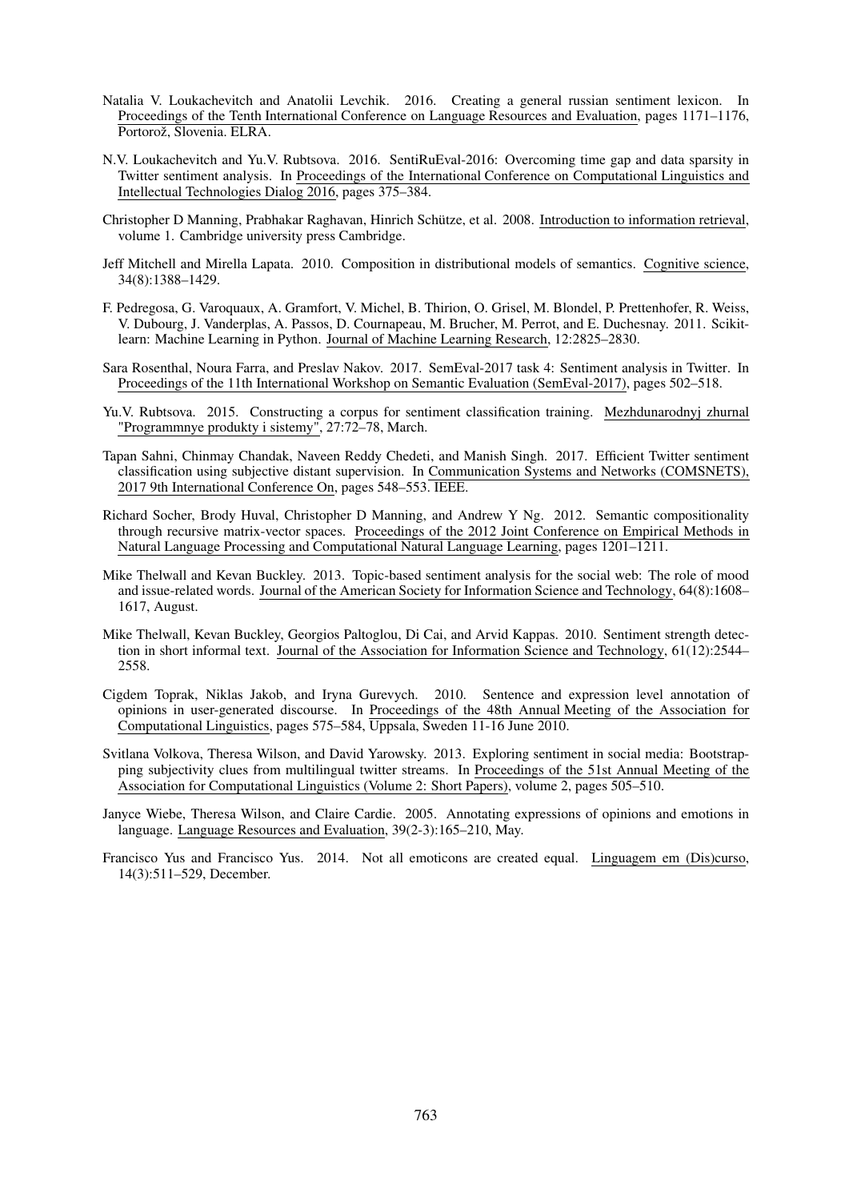Natalia V. Loukachevitch and Anatolii Levchik. 2016. Creating a general russian sentiment lexicon. In Proceedings of the Tenth International Conference on Language Resources and Evaluation, pages 1171–1176, Portorož, Slovenia. ELRA.

N.V. Loukachevitch and Yu.V. Rubtsova. 2016. SentiRuEval-2016: Overcoming time gap and data sparsity in Twitter sentiment analysis. In Proceedings of the International Conference on Computational Linguistics and Intellectual Technologies Dialog 2016, pages 375–384.

Christopher D Manning, Prabhakar Raghavan, Hinrich Schütze, et al. 2008. Introduction to information retrieval, volume 1. Cambridge university press Cambridge.

Jeff Mitchell and Mirella Lapata. 2010. Composition in distributional models of semantics. Cognitive science, 34(8):1388–1429.

F. Pedregosa, G. Varoquaux, A. Gramfort, V. Michel, B. Thirion, O. Grisel, M. Blondel, P. Prettenhofer, R. Weiss, V. Dubourg, J. Vanderplas, A. Passos, D. Cournapeau, M. Brucher, M. Perrot, and E. Duchesnay. 2011. Scikit-learn: Machine Learning in Python. Journal of Machine Learning Research, 12:2825–2830.

Sara Rosenthal, Noura Farra, and Preslav Nakov. 2017. SemEval-2017 task 4: Sentiment analysis in Twitter. In Proceedings of the 11th International Workshop on Semantic Evaluation (SemEval-2017), pages 502–518.

Yu.V. Rubtsova. 2015. Constructing a corpus for sentiment classification training. Mezhdunarodnyj zhurnal "Programmnye produkty i sistemy", 27:72–78, March.

Tapan Sahni, Chinmay Chandak, Naveen Reddy Chedeti, and Manish Singh. 2017. Efficient Twitter sentiment classification using subjective distant supervision. In Communication Systems and Networks (COMSNETS), 2017 9th International Conference On, pages 548–553. IEEE.

Richard Socher, Brody Huval, Christopher D Manning, and Andrew Y Ng. 2012. Semantic compositionality through recursive matrix-vector spaces. Proceedings of the 2012 Joint Conference on Empirical Methods in Natural Language Processing and Computational Natural Language Learning, pages 1201–1211.

Mike Thelwall and Kevan Buckley. 2013. Topic-based sentiment analysis for the social web: The role of mood and issue-related words. Journal of the American Society for Information Science and Technology, 64(8):1608–1617, August.

Mike Thelwall, Kevan Buckley, Georgios Paltoglou, Di Cai, and Arvid Kappas. 2010. Sentiment strength detection in short informal text. Journal of the Association for Information Science and Technology, 61(12):2544–2558.

Cigdem Toprak, Niklas Jakob, and Iryna Gurevych. 2010. Sentence and expression level annotation of opinions in user-generated discourse. In Proceedings of the 48th Annual Meeting of the Association for Computational Linguistics, pages 575–584, Uppsala, Sweden 11-16 June 2010.

Svitlana Volkova, Theresa Wilson, and David Yarowsky. 2013. Exploring sentiment in social media: Bootstrapping subjectivity clues from multilingual twitter streams. In Proceedings of the 51st Annual Meeting of the Association for Computational Linguistics (Volume 2: Short Papers), volume 2, pages 505–510.

Janyce Wiebe, Theresa Wilson, and Claire Cardie. 2005. Annotating expressions of opinions and emotions in language. Language Resources and Evaluation, 39(2-3):165–210, May.

Francisco Yus and Francisco Yus. 2014. Not all emoticons are created equal. Linguagem em (Dis)curso, 14(3):511–529, December.